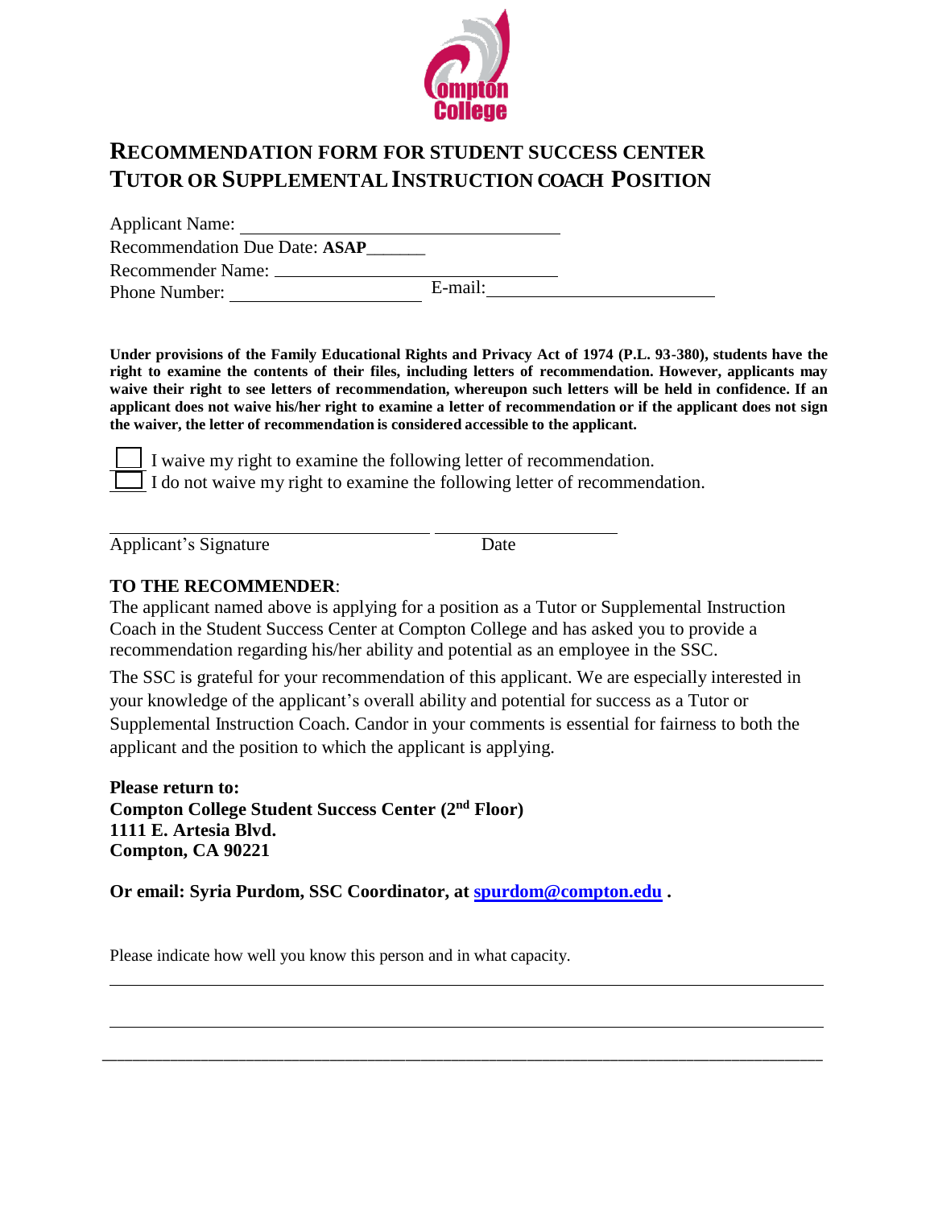# RECOMMENDATION FORM FOR STUDENT SUCCESS CENTER TUTOR OR SUPPLEMENTAL INSTRUCTION COACH POSITION

Applicant Name: ______________________________________

Recommendation Due Date: **ASAP**_______

Recommender Name: ______________________________________

Phone Number: ______________________ E-mail: __________________________

**Under provisions of the Family Educational Rights and Privacy Act of 1974 (P.L. 93-380), students have the right to examine the contents of their files, including letters of recommendation. However, applicants may waive their right to see letters of recommendation, whereupon such letters will be held in confidence. If an applicant does not waive his/her right to examine a letter of recommendation or if the applicant does not sign the waiver, the letter of recommendation is considered accessible to the applicant.**

☐ I waive my right to examine the following letter of recommendation.

☐ I do not waive my right to examine the following letter of recommendation.

______________________________________ ____________________

Applicant's Signature Date

**TO THE RECOMMENDER**:

The applicant named above is applying for a position as a Tutor or Supplemental Instruction Coach in the Student Success Center at Compton College and has asked you to provide a recommendation regarding his/her ability and potential as an employee in the SSC.

The SSC is grateful for your recommendation of this applicant. We are especially interested in your knowledge of the applicant's overall ability and potential for success as a Tutor or Supplemental Instruction Coach. Candor in your comments is essential for fairness to both the applicant and the position to which the applicant is applying.

**Please return to:**
**Compton College Student Success Center (2nd Floor)**
**1111 E. Artesia Blvd.**
**Compton, CA 90221**

**Or email: Syria Purdom, SSC Coordinator, at spurdom@compton.edu .**

Please indicate how well you know this person and in what capacity.

_____________________________________________________________________________________

_____________________________________________________________________________________

_____________________________________________________________________________________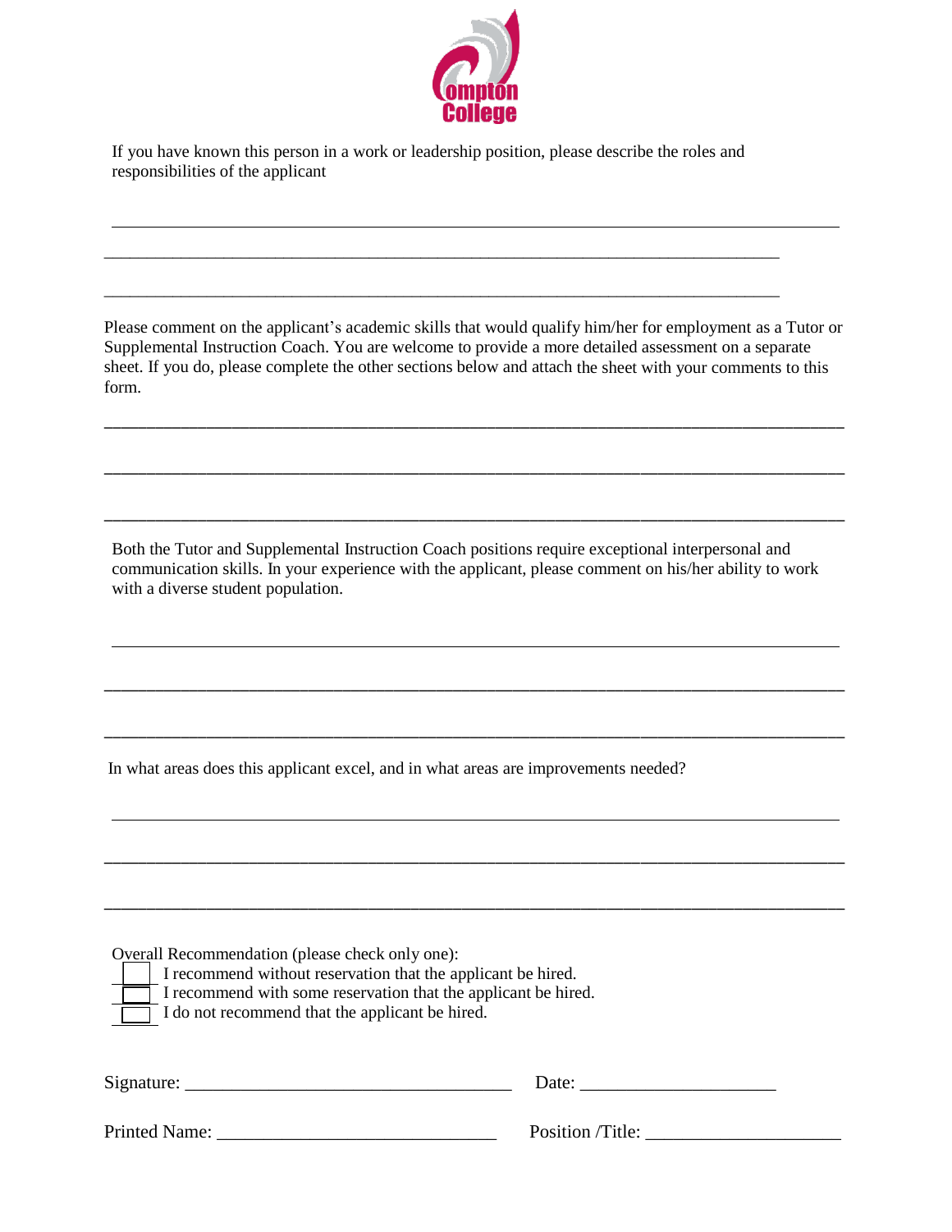Compton College

If you have known this person in a work or leadership position, please describe the roles and responsibilities of the applicant

_______________________________________________________________________________

_______________________________________________________________________________

_______________________________________________________________________________

Please comment on the applicant's academic skills that would qualify him/her for employment as a Tutor or Supplemental Instruction Coach. You are welcome to provide a more detailed assessment on a separate sheet. If you do, please complete the other sections below and attach the sheet with your comments to this form.

_______________________________________________________________________________

_______________________________________________________________________________

_______________________________________________________________________________

Both the Tutor and Supplemental Instruction Coach positions require exceptional interpersonal and communication skills. In your experience with the applicant, please comment on his/her ability to work with a diverse student population.

_______________________________________________________________________________

_______________________________________________________________________________

_______________________________________________________________________________

In what areas does this applicant excel, and in what areas are improvements needed?

_______________________________________________________________________________

_______________________________________________________________________________

_______________________________________________________________________________

Overall Recommendation (please check only one):

- ☐ I recommend without reservation that the applicant be hired.
- ☐ I recommend with some reservation that the applicant be hired.
- ☐ I do not recommend that the applicant be hired.

Signature: ___________________________________ Date: _____________________

Printed Name: ______________________________ Position /Title: _____________________